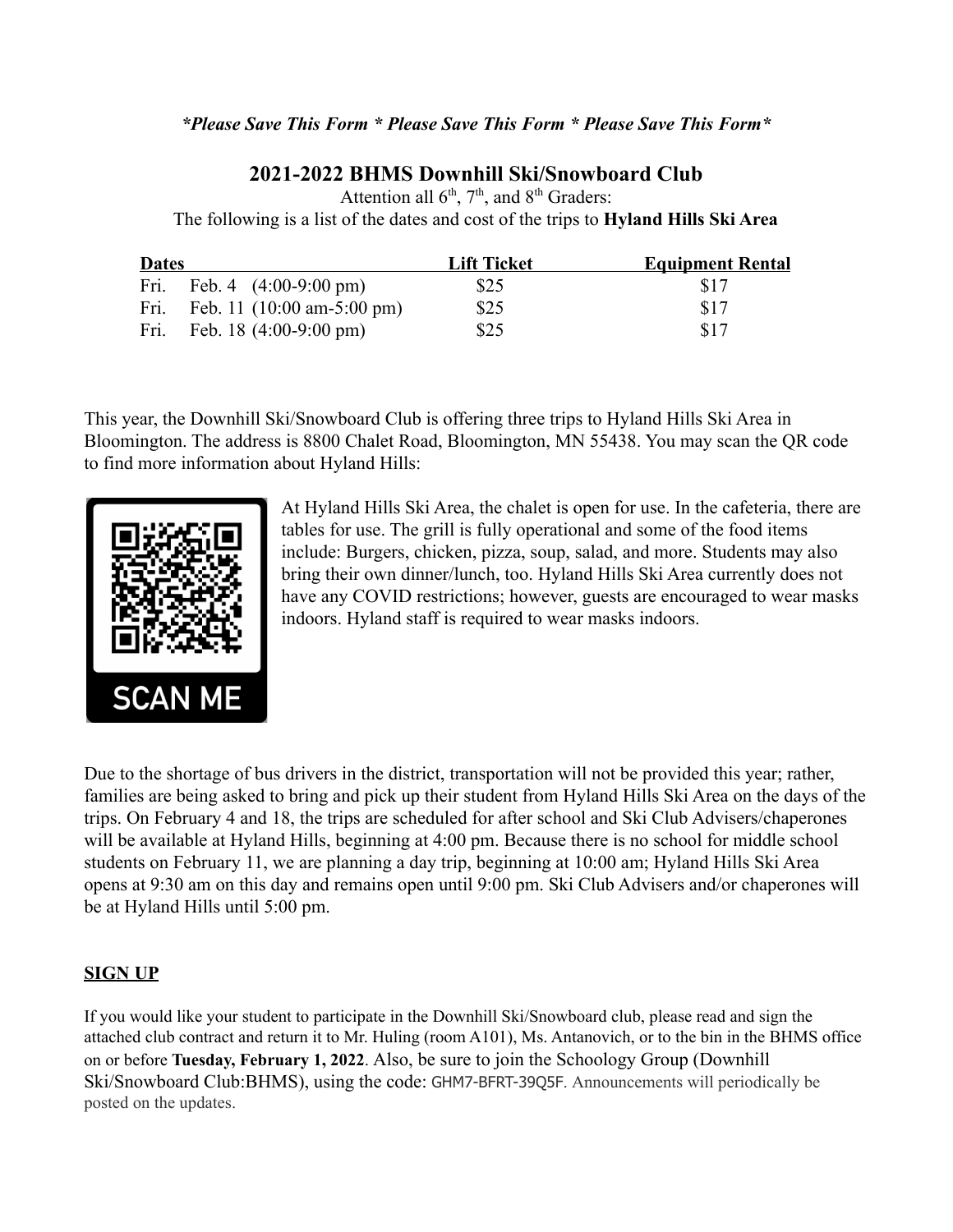*\*Please Save This Form \* Please Save This Form \* Please Save This Form\**

## 2021-2022 BHMS Downhill Ski/Snowboard Club

Attention all 6th, 7th, and 8th Graders:
The following is a list of the dates and cost of the trips to **Hyland Hills Ski Area**

| Dates | Lift Ticket | Equipment Rental |
|---|---|---|
| Fri. Feb. 4 (4:00-9:00 pm) | $25 | $17 |
| Fri. Feb. 11 (10:00 am-5:00 pm) | $25 | $17 |
| Fri. Feb. 18 (4:00-9:00 pm) | $25 | $17 |

This year, the Downhill Ski/Snowboard Club is offering three trips to Hyland Hills Ski Area in Bloomington. The address is 8800 Chalet Road, Bloomington, MN 55438. You may scan the QR code to find more information about Hyland Hills:

SCAN ME

At Hyland Hills Ski Area, the chalet is open for use. In the cafeteria, there are tables for use. The grill is fully operational and some of the food items include: Burgers, chicken, pizza, soup, salad, and more. Students may also bring their own dinner/lunch, too. Hyland Hills Ski Area currently does not have any COVID restrictions; however, guests are encouraged to wear masks indoors. Hyland staff is required to wear masks indoors.

Due to the shortage of bus drivers in the district, transportation will not be provided this year; rather, families are being asked to bring and pick up their student from Hyland Hills Ski Area on the days of the trips. On February 4 and 18, the trips are scheduled for after school and Ski Club Advisers/chaperones will be available at Hyland Hills, beginning at 4:00 pm. Because there is no school for middle school students on February 11, we are planning a day trip, beginning at 10:00 am; Hyland Hills Ski Area opens at 9:30 am on this day and remains open until 9:00 pm. Ski Club Advisers and/or chaperones will be at Hyland Hills until 5:00 pm.

### SIGN UP

If you would like your student to participate in the Downhill Ski/Snowboard club, please read and sign the attached club contract and return it to Mr. Huling (room A101), Ms. Antanovich, or to the bin in the BHMS office on or before **Tuesday, February 1, 2022**. Also, be sure to join the Schoology Group (Downhill Ski/Snowboard Club:BHMS), using the code: GHM7-BFRT-39Q5F. Announcements will periodically be posted on the updates.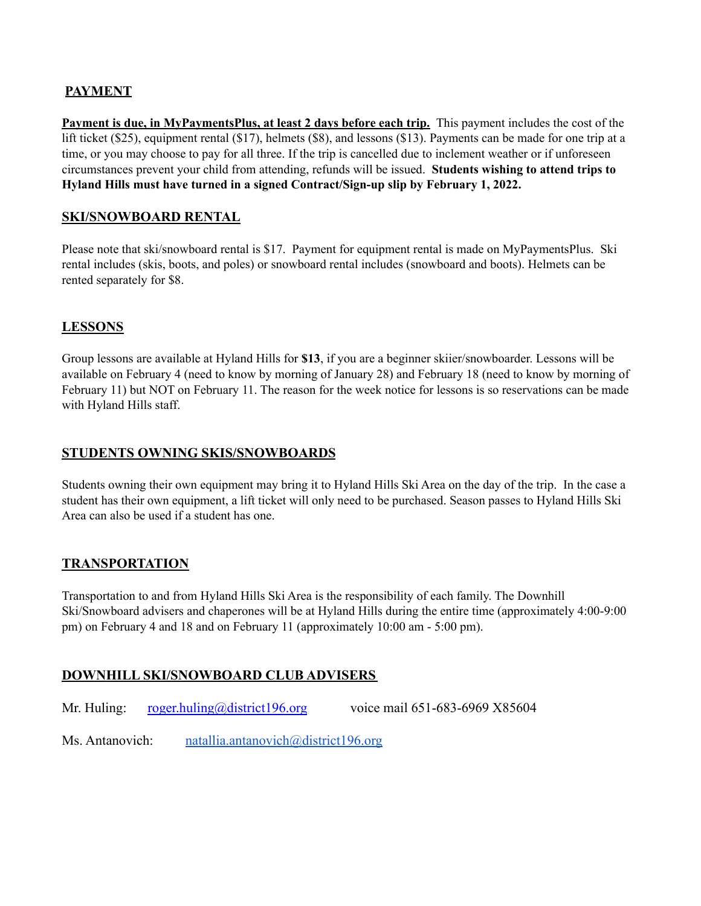## PAYMENT

**Payment is due, in MyPaymentsPlus, at least 2 days before each trip.** This payment includes the cost of the lift ticket ($25), equipment rental ($17), helmets ($8), and lessons ($13). Payments can be made for one trip at a time, or you may choose to pay for all three. If the trip is cancelled due to inclement weather or if unforeseen circumstances prevent your child from attending, refunds will be issued. **Students wishing to attend trips to Hyland Hills must have turned in a signed Contract/Sign-up slip by February 1, 2022.**

## SKI/SNOWBOARD RENTAL

Please note that ski/snowboard rental is $17. Payment for equipment rental is made on MyPaymentsPlus. Ski rental includes (skis, boots, and poles) or snowboard rental includes (snowboard and boots). Helmets can be rented separately for $8.

## LESSONS

Group lessons are available at Hyland Hills for **$13**, if you are a beginner skiier/snowboarder. Lessons will be available on February 4 (need to know by morning of January 28) and February 18 (need to know by morning of February 11) but NOT on February 11. The reason for the week notice for lessons is so reservations can be made with Hyland Hills staff.

## STUDENTS OWNING SKIS/SNOWBOARDS

Students owning their own equipment may bring it to Hyland Hills Ski Area on the day of the trip. In the case a student has their own equipment, a lift ticket will only need to be purchased. Season passes to Hyland Hills Ski Area can also be used if a student has one.

## TRANSPORTATION

Transportation to and from Hyland Hills Ski Area is the responsibility of each family. The Downhill Ski/Snowboard advisers and chaperones will be at Hyland Hills during the entire time (approximately 4:00-9:00 pm) on February 4 and 18 and on February 11 (approximately 10:00 am - 5:00 pm).

## DOWNHILL SKI/SNOWBOARD CLUB ADVISERS

Mr. Huling: roger.huling@district196.org voice mail 651-683-6969 X85604

Ms. Antanovich: natallia.antanovich@district196.org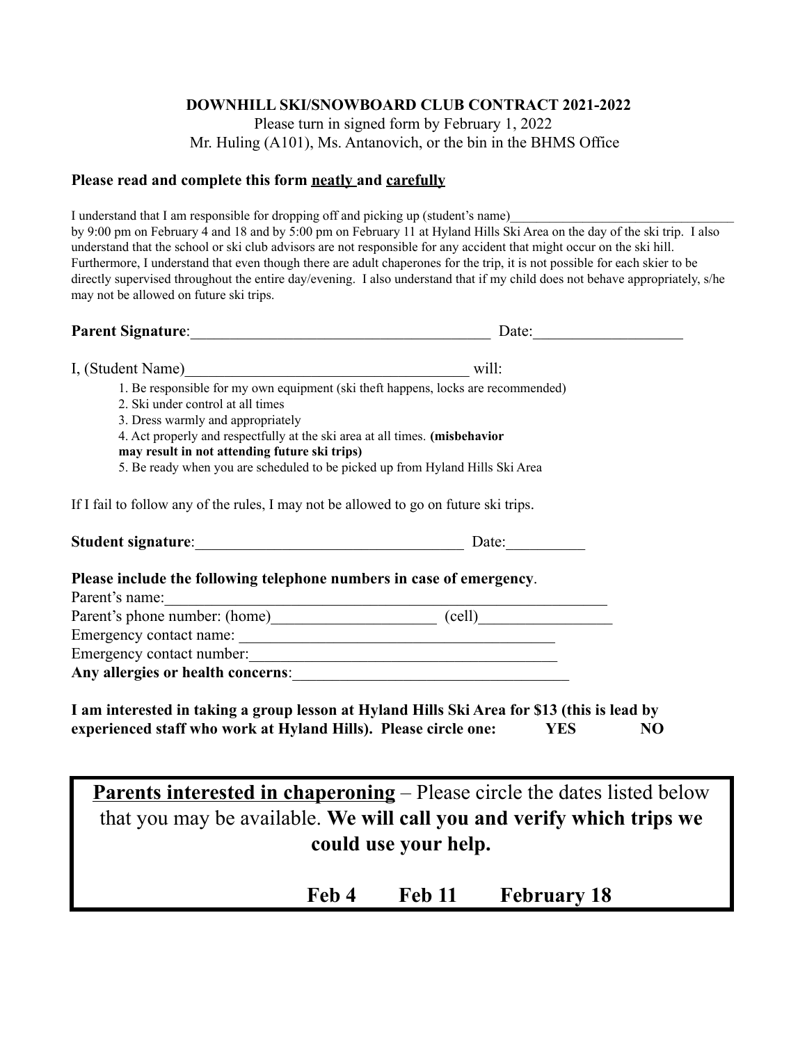**DOWNHILL SKI/SNOWBOARD CLUB CONTRACT 2021-2022**

Please turn in signed form by February 1, 2022

Mr. Huling (A101), Ms. Antanovich, or the bin in the BHMS Office

**Please read and complete this form <u>neatly</u> and <u>carefully</u>**

I understand that I am responsible for dropping off and picking up (student's name)_________________________________ by 9:00 pm on February 4 and 18 and by 5:00 pm on February 11 at Hyland Hills Ski Area on the day of the ski trip. I also understand that the school or ski club advisors are not responsible for any accident that might occur on the ski hill. Furthermore, I understand that even though there are adult chaperones for the trip, it is not possible for each skier to be directly supervised throughout the entire day/evening. I also understand that if my child does not behave appropriately, s/he may not be allowed on future ski trips.

**Parent Signature**:_______________________________________ Date:___________________

I, (Student Name)____________________________________ will:

1. Be responsible for my own equipment (ski theft happens, locks are recommended)
2. Ski under control at all times
3. Dress warmly and appropriately
4. Act properly and respectfully at the ski area at all times. **(misbehavior may result in not attending future ski trips)**
5. Be ready when you are scheduled to be picked up from Hyland Hills Ski Area

If I fail to follow any of the rules, I may not be allowed to go on future ski trips.

**Student signature**:___________________________________ Date:__________

**Please include the following telephone numbers in case of emergency**.

Parent's name:__________________________________________________________

Parent's phone number: (home)_____________________ (cell)_________________

Emergency contact name: ________________________________________

Emergency contact number:________________________________________

**Any allergies or health concerns**:__________________________________

**I am interested in taking a group lesson at Hyland Hills Ski Area for $13 (this is lead by experienced staff who work at Hyland Hills). Please circle one: YES NO**

**<u>Parents interested in chaperoning</u>** – Please circle the dates listed below that you may be available. **We will call you and verify which trips we could use your help.**

**Feb 4 Feb 11 February 18**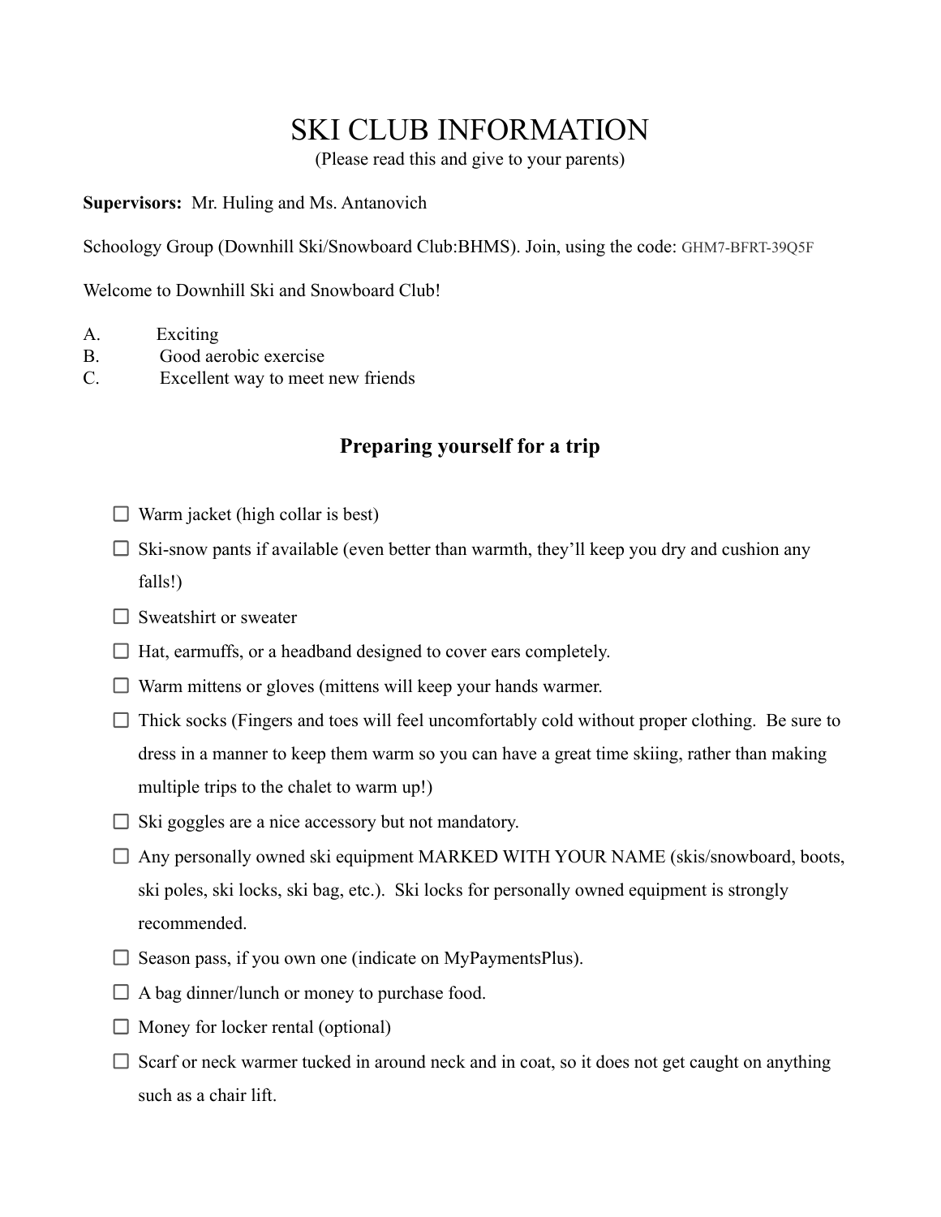# SKI CLUB INFORMATION

(Please read this and give to your parents)

**Supervisors:** Mr. Huling and Ms. Antanovich

Schoology Group (Downhill Ski/Snowboard Club:BHMS). Join, using the code: GHM7-BFRT-39Q5F

Welcome to Downhill Ski and Snowboard Club!

A. Exciting
B. Good aerobic exercise
C. Excellent way to meet new friends

## Preparing yourself for a trip

- ☐ Warm jacket (high collar is best)
- ☐ Ski-snow pants if available (even better than warmth, they'll keep you dry and cushion any falls!)
- ☐ Sweatshirt or sweater
- ☐ Hat, earmuffs, or a headband designed to cover ears completely.
- ☐ Warm mittens or gloves (mittens will keep your hands warmer.
- ☐ Thick socks (Fingers and toes will feel uncomfortably cold without proper clothing. Be sure to dress in a manner to keep them warm so you can have a great time skiing, rather than making multiple trips to the chalet to warm up!)
- ☐ Ski goggles are a nice accessory but not mandatory.
- ☐ Any personally owned ski equipment MARKED WITH YOUR NAME (skis/snowboard, boots, ski poles, ski locks, ski bag, etc.). Ski locks for personally owned equipment is strongly recommended.
- ☐ Season pass, if you own one (indicate on MyPaymentsPlus).
- ☐ A bag dinner/lunch or money to purchase food.
- ☐ Money for locker rental (optional)
- ☐ Scarf or neck warmer tucked in around neck and in coat, so it does not get caught on anything such as a chair lift.